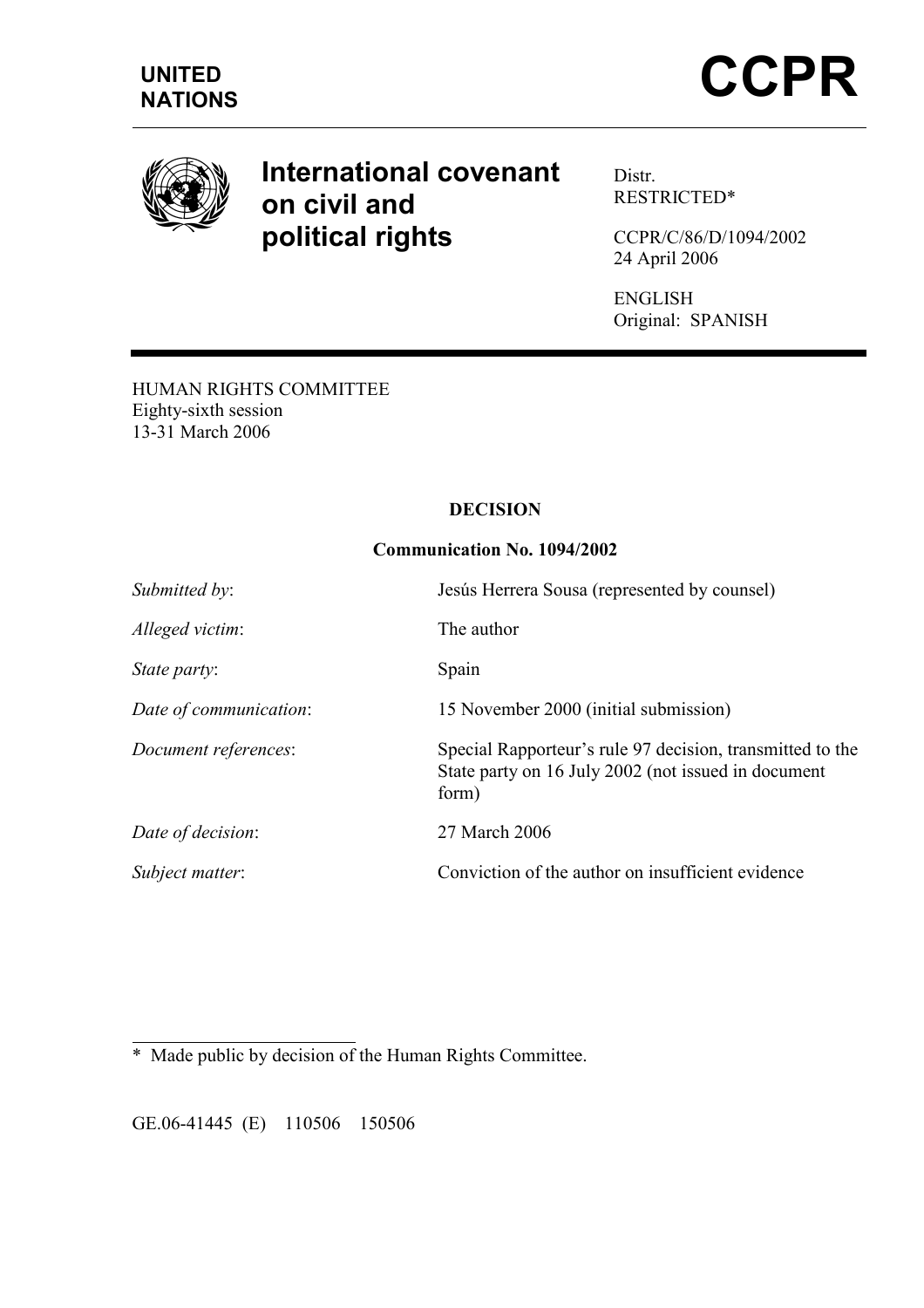**UNITED NATIONS**

# CCPR

## International covenant on civil and political rights

Distr.
RESTRICTED*

CCPR/C/86/D/1094/2002
24 April 2006

ENGLISH
Original: SPANISH

HUMAN RIGHTS COMMITTEE
Eighty-sixth session
13-31 March 2006

**DECISION**

**Communication No. 1094/2002**

| | |
|---|---|
| *Submitted by*: | Jesús Herrera Sousa (represented by counsel) |
| *Alleged victim*: | The author |
| *State party*: | Spain |
| *Date of communication*: | 15 November 2000 (initial submission) |
| *Document references*: | Special Rapporteur's rule 97 decision, transmitted to the State party on 16 July 2002 (not issued in document form) |
| *Date of decision*: | 27 March 2006 |
| *Subject matter*: | Conviction of the author on insufficient evidence |

\* Made public by decision of the Human Rights Committee.

GE.06-41445 (E) 110506 150506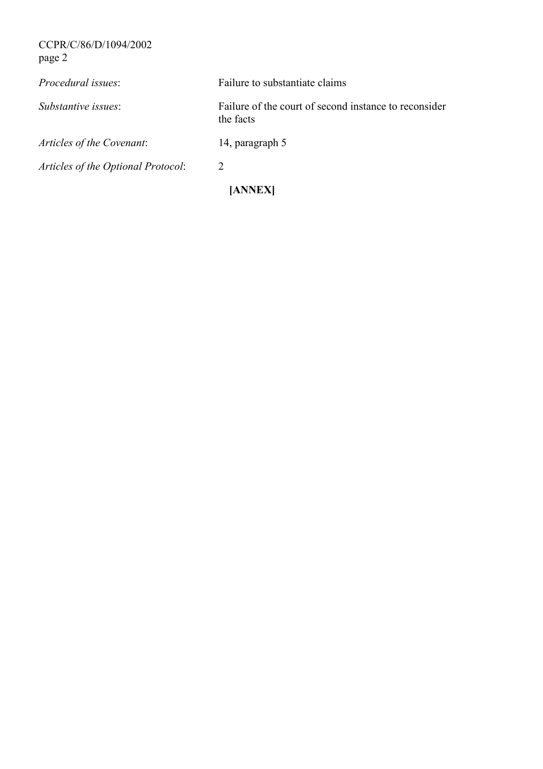*Procedural issues*: Failure to substantiate claims

*Substantive issues*: Failure of the court of second instance to reconsider the facts

*Articles of the Covenant*: 14, paragraph 5

*Articles of the Optional Protocol*: 2

**[ANNEX]**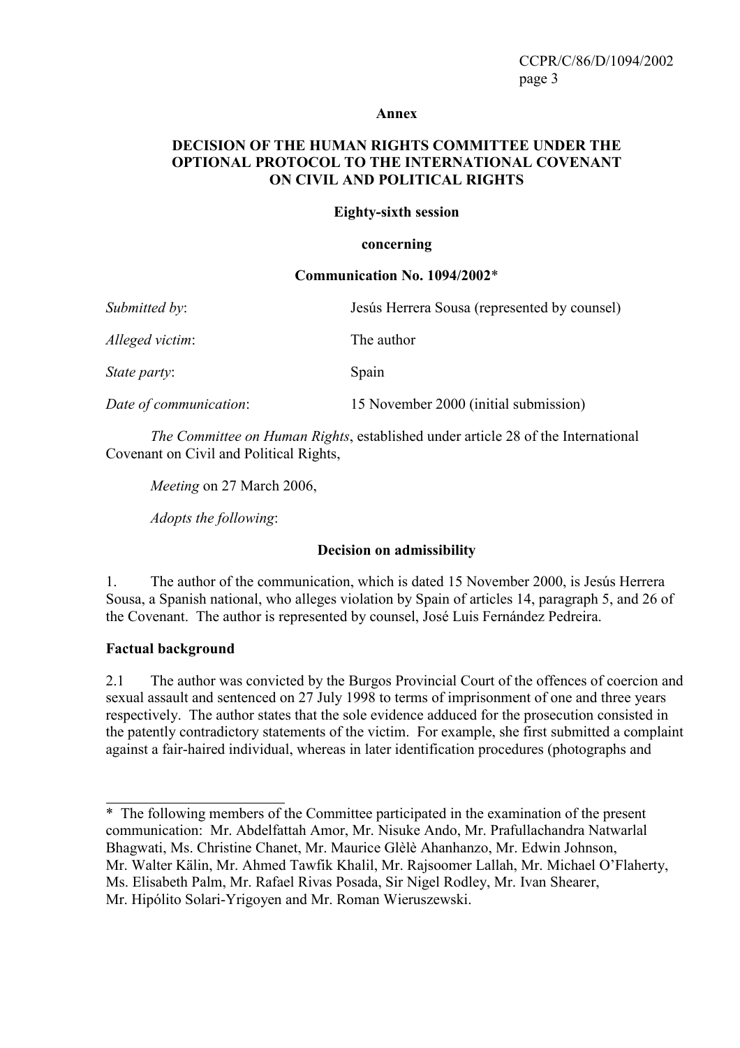**Annex**

**DECISION OF THE HUMAN RIGHTS COMMITTEE UNDER THE OPTIONAL PROTOCOL TO THE INTERNATIONAL COVENANT ON CIVIL AND POLITICAL RIGHTS**

**Eighty-sixth session**

**concerning**

**Communication No. 1094/2002***

*Submitted by*: Jesús Herrera Sousa (represented by counsel)

*Alleged victim*: The author

*State party*: Spain

*Date of communication*: 15 November 2000 (initial submission)

*The Committee on Human Rights*, established under article 28 of the International Covenant on Civil and Political Rights,

*Meeting* on 27 March 2006,

*Adopts the following*:

**Decision on admissibility**

1. The author of the communication, which is dated 15 November 2000, is Jesús Herrera Sousa, a Spanish national, who alleges violation by Spain of articles 14, paragraph 5, and 26 of the Covenant. The author is represented by counsel, José Luis Fernández Pedreira.

**Factual background**

2.1 The author was convicted by the Burgos Provincial Court of the offences of coercion and sexual assault and sentenced on 27 July 1998 to terms of imprisonment of one and three years respectively. The author states that the sole evidence adduced for the prosecution consisted in the patently contradictory statements of the victim. For example, she first submitted a complaint against a fair-haired individual, whereas in later identification procedures (photographs and

---

* The following members of the Committee participated in the examination of the present communication: Mr. Abdelfattah Amor, Mr. Nisuke Ando, Mr. Prafullachandra Natwarlal Bhagwati, Ms. Christine Chanet, Mr. Maurice Glèlè Ahanhanzo, Mr. Edwin Johnson, Mr. Walter Kälin, Mr. Ahmed Tawfik Khalil, Mr. Rajsoomer Lallah, Mr. Michael O'Flaherty, Ms. Elisabeth Palm, Mr. Rafael Rivas Posada, Sir Nigel Rodley, Mr. Ivan Shearer, Mr. Hipólito Solari-Yrigoyen and Mr. Roman Wieruszewski.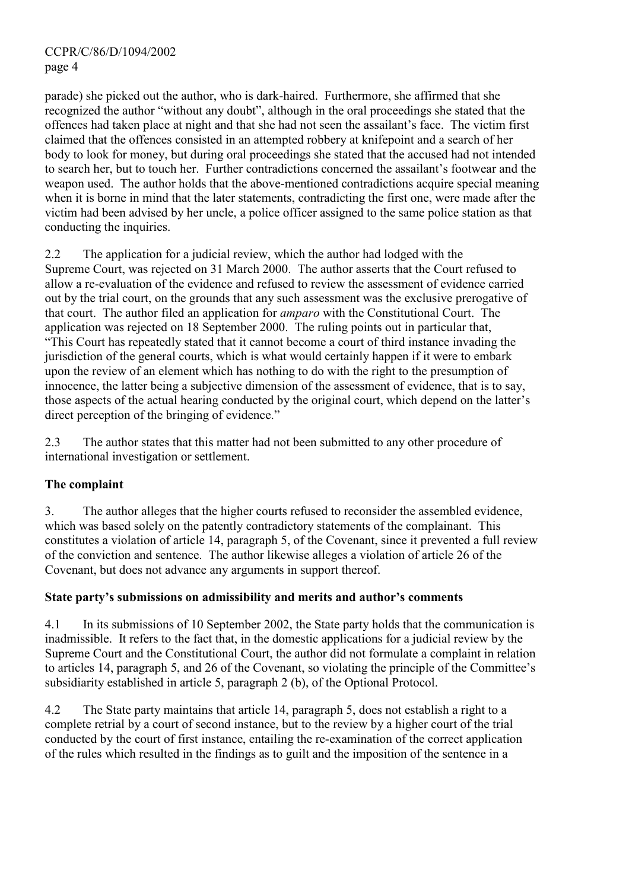parade) she picked out the author, who is dark-haired. Furthermore, she affirmed that she recognized the author "without any doubt", although in the oral proceedings she stated that the offences had taken place at night and that she had not seen the assailant's face. The victim first claimed that the offences consisted in an attempted robbery at knifepoint and a search of her body to look for money, but during oral proceedings she stated that the accused had not intended to search her, but to touch her. Further contradictions concerned the assailant's footwear and the weapon used. The author holds that the above-mentioned contradictions acquire special meaning when it is borne in mind that the later statements, contradicting the first one, were made after the victim had been advised by her uncle, a police officer assigned to the same police station as that conducting the inquiries.

2.2 The application for a judicial review, which the author had lodged with the Supreme Court, was rejected on 31 March 2000. The author asserts that the Court refused to allow a re-evaluation of the evidence and refused to review the assessment of evidence carried out by the trial court, on the grounds that any such assessment was the exclusive prerogative of that court. The author filed an application for *amparo* with the Constitutional Court. The application was rejected on 18 September 2000. The ruling points out in particular that, "This Court has repeatedly stated that it cannot become a court of third instance invading the jurisdiction of the general courts, which is what would certainly happen if it were to embark upon the review of an element which has nothing to do with the right to the presumption of innocence, the latter being a subjective dimension of the assessment of evidence, that is to say, those aspects of the actual hearing conducted by the original court, which depend on the latter's direct perception of the bringing of evidence."

2.3 The author states that this matter had not been submitted to any other procedure of international investigation or settlement.

**The complaint**

3. The author alleges that the higher courts refused to reconsider the assembled evidence, which was based solely on the patently contradictory statements of the complainant. This constitutes a violation of article 14, paragraph 5, of the Covenant, since it prevented a full review of the conviction and sentence. The author likewise alleges a violation of article 26 of the Covenant, but does not advance any arguments in support thereof.

**State party's submissions on admissibility and merits and author's comments**

4.1 In its submissions of 10 September 2002, the State party holds that the communication is inadmissible. It refers to the fact that, in the domestic applications for a judicial review by the Supreme Court and the Constitutional Court, the author did not formulate a complaint in relation to articles 14, paragraph 5, and 26 of the Covenant, so violating the principle of the Committee's subsidiarity established in article 5, paragraph 2 (b), of the Optional Protocol.

4.2 The State party maintains that article 14, paragraph 5, does not establish a right to a complete retrial by a court of second instance, but to the review by a higher court of the trial conducted by the court of first instance, entailing the re-examination of the correct application of the rules which resulted in the findings as to guilt and the imposition of the sentence in a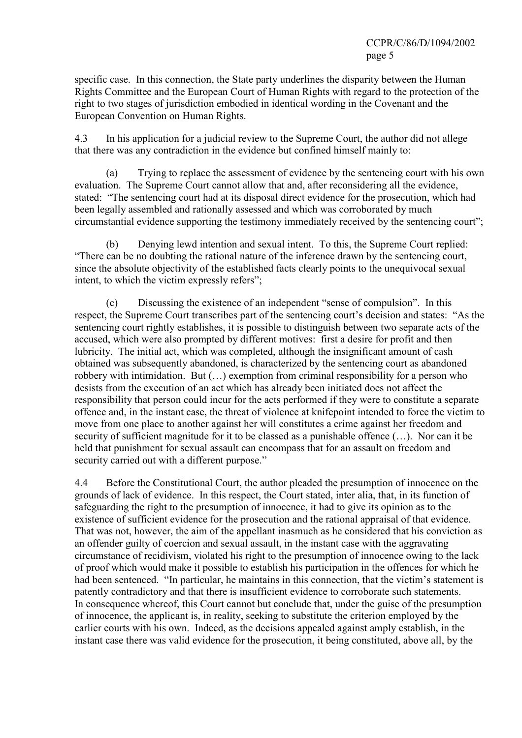specific case. In this connection, the State party underlines the disparity between the Human Rights Committee and the European Court of Human Rights with regard to the protection of the right to two stages of jurisdiction embodied in identical wording in the Covenant and the European Convention on Human Rights.

4.3 In his application for a judicial review to the Supreme Court, the author did not allege that there was any contradiction in the evidence but confined himself mainly to:

(a) Trying to replace the assessment of evidence by the sentencing court with his own evaluation. The Supreme Court cannot allow that and, after reconsidering all the evidence, stated: "The sentencing court had at its disposal direct evidence for the prosecution, which had been legally assembled and rationally assessed and which was corroborated by much circumstantial evidence supporting the testimony immediately received by the sentencing court";

(b) Denying lewd intention and sexual intent. To this, the Supreme Court replied: "There can be no doubting the rational nature of the inference drawn by the sentencing court, since the absolute objectivity of the established facts clearly points to the unequivocal sexual intent, to which the victim expressly refers";

(c) Discussing the existence of an independent "sense of compulsion". In this respect, the Supreme Court transcribes part of the sentencing court's decision and states: "As the sentencing court rightly establishes, it is possible to distinguish between two separate acts of the accused, which were also prompted by different motives: first a desire for profit and then lubricity. The initial act, which was completed, although the insignificant amount of cash obtained was subsequently abandoned, is characterized by the sentencing court as abandoned robbery with intimidation. But (…) exemption from criminal responsibility for a person who desists from the execution of an act which has already been initiated does not affect the responsibility that person could incur for the acts performed if they were to constitute a separate offence and, in the instant case, the threat of violence at knifepoint intended to force the victim to move from one place to another against her will constitutes a crime against her freedom and security of sufficient magnitude for it to be classed as a punishable offence (…). Nor can it be held that punishment for sexual assault can encompass that for an assault on freedom and security carried out with a different purpose."

4.4 Before the Constitutional Court, the author pleaded the presumption of innocence on the grounds of lack of evidence. In this respect, the Court stated, inter alia, that, in its function of safeguarding the right to the presumption of innocence, it had to give its opinion as to the existence of sufficient evidence for the prosecution and the rational appraisal of that evidence. That was not, however, the aim of the appellant inasmuch as he considered that his conviction as an offender guilty of coercion and sexual assault, in the instant case with the aggravating circumstance of recidivism, violated his right to the presumption of innocence owing to the lack of proof which would make it possible to establish his participation in the offences for which he had been sentenced. "In particular, he maintains in this connection, that the victim's statement is patently contradictory and that there is insufficient evidence to corroborate such statements. In consequence whereof, this Court cannot but conclude that, under the guise of the presumption of innocence, the applicant is, in reality, seeking to substitute the criterion employed by the earlier courts with his own. Indeed, as the decisions appealed against amply establish, in the instant case there was valid evidence for the prosecution, it being constituted, above all, by the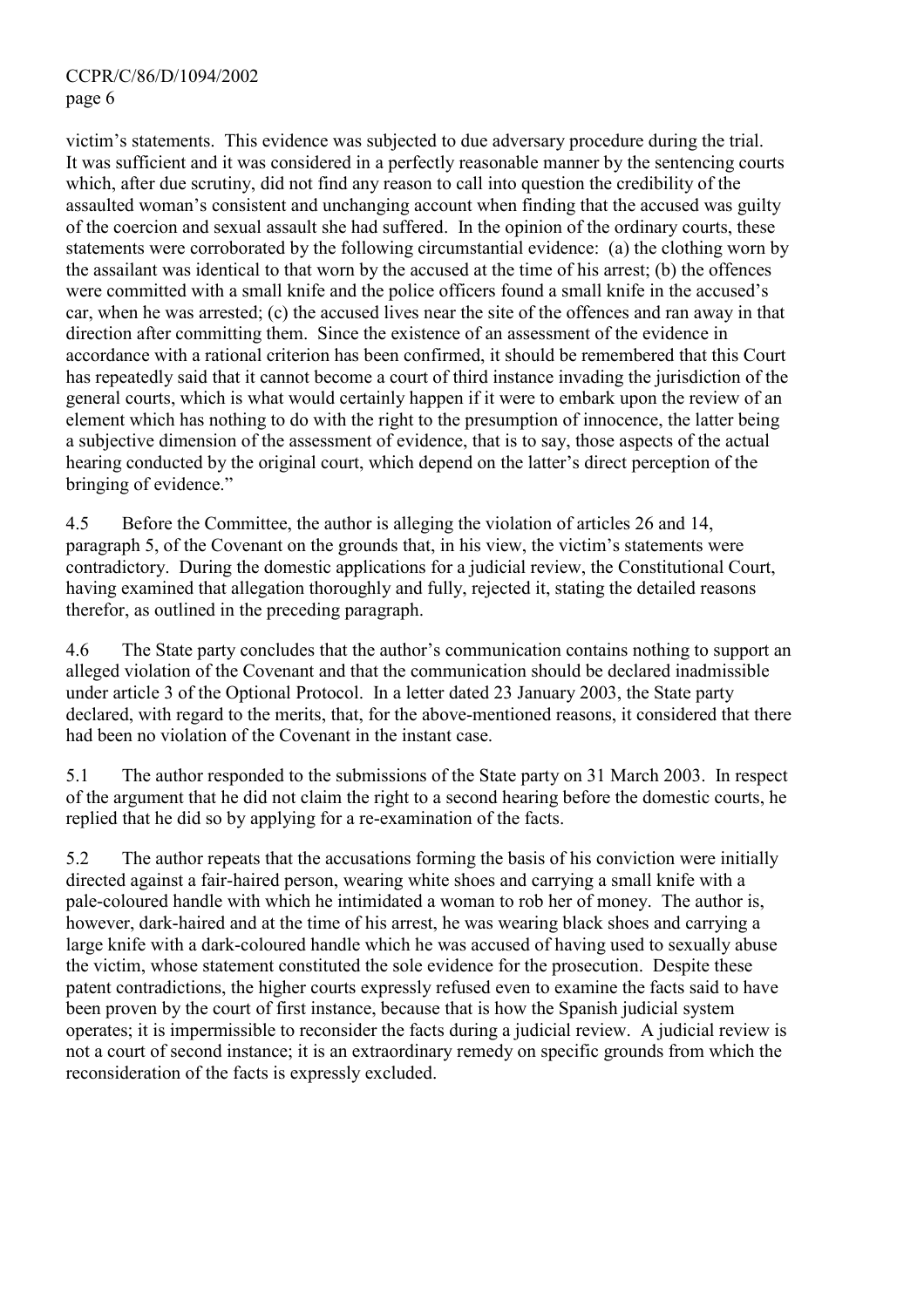victim's statements. This evidence was subjected to due adversary procedure during the trial. It was sufficient and it was considered in a perfectly reasonable manner by the sentencing courts which, after due scrutiny, did not find any reason to call into question the credibility of the assaulted woman's consistent and unchanging account when finding that the accused was guilty of the coercion and sexual assault she had suffered. In the opinion of the ordinary courts, these statements were corroborated by the following circumstantial evidence: (a) the clothing worn by the assailant was identical to that worn by the accused at the time of his arrest; (b) the offences were committed with a small knife and the police officers found a small knife in the accused's car, when he was arrested; (c) the accused lives near the site of the offences and ran away in that direction after committing them. Since the existence of an assessment of the evidence in accordance with a rational criterion has been confirmed, it should be remembered that this Court has repeatedly said that it cannot become a court of third instance invading the jurisdiction of the general courts, which is what would certainly happen if it were to embark upon the review of an element which has nothing to do with the right to the presumption of innocence, the latter being a subjective dimension of the assessment of evidence, that is to say, those aspects of the actual hearing conducted by the original court, which depend on the latter's direct perception of the bringing of evidence."

4.5 Before the Committee, the author is alleging the violation of articles 26 and 14, paragraph 5, of the Covenant on the grounds that, in his view, the victim's statements were contradictory. During the domestic applications for a judicial review, the Constitutional Court, having examined that allegation thoroughly and fully, rejected it, stating the detailed reasons therefor, as outlined in the preceding paragraph.

4.6 The State party concludes that the author's communication contains nothing to support an alleged violation of the Covenant and that the communication should be declared inadmissible under article 3 of the Optional Protocol. In a letter dated 23 January 2003, the State party declared, with regard to the merits, that, for the above-mentioned reasons, it considered that there had been no violation of the Covenant in the instant case.

5.1 The author responded to the submissions of the State party on 31 March 2003. In respect of the argument that he did not claim the right to a second hearing before the domestic courts, he replied that he did so by applying for a re-examination of the facts.

5.2 The author repeats that the accusations forming the basis of his conviction were initially directed against a fair-haired person, wearing white shoes and carrying a small knife with a pale-coloured handle with which he intimidated a woman to rob her of money. The author is, however, dark-haired and at the time of his arrest, he was wearing black shoes and carrying a large knife with a dark-coloured handle which he was accused of having used to sexually abuse the victim, whose statement constituted the sole evidence for the prosecution. Despite these patent contradictions, the higher courts expressly refused even to examine the facts said to have been proven by the court of first instance, because that is how the Spanish judicial system operates; it is impermissible to reconsider the facts during a judicial review. A judicial review is not a court of second instance; it is an extraordinary remedy on specific grounds from which the reconsideration of the facts is expressly excluded.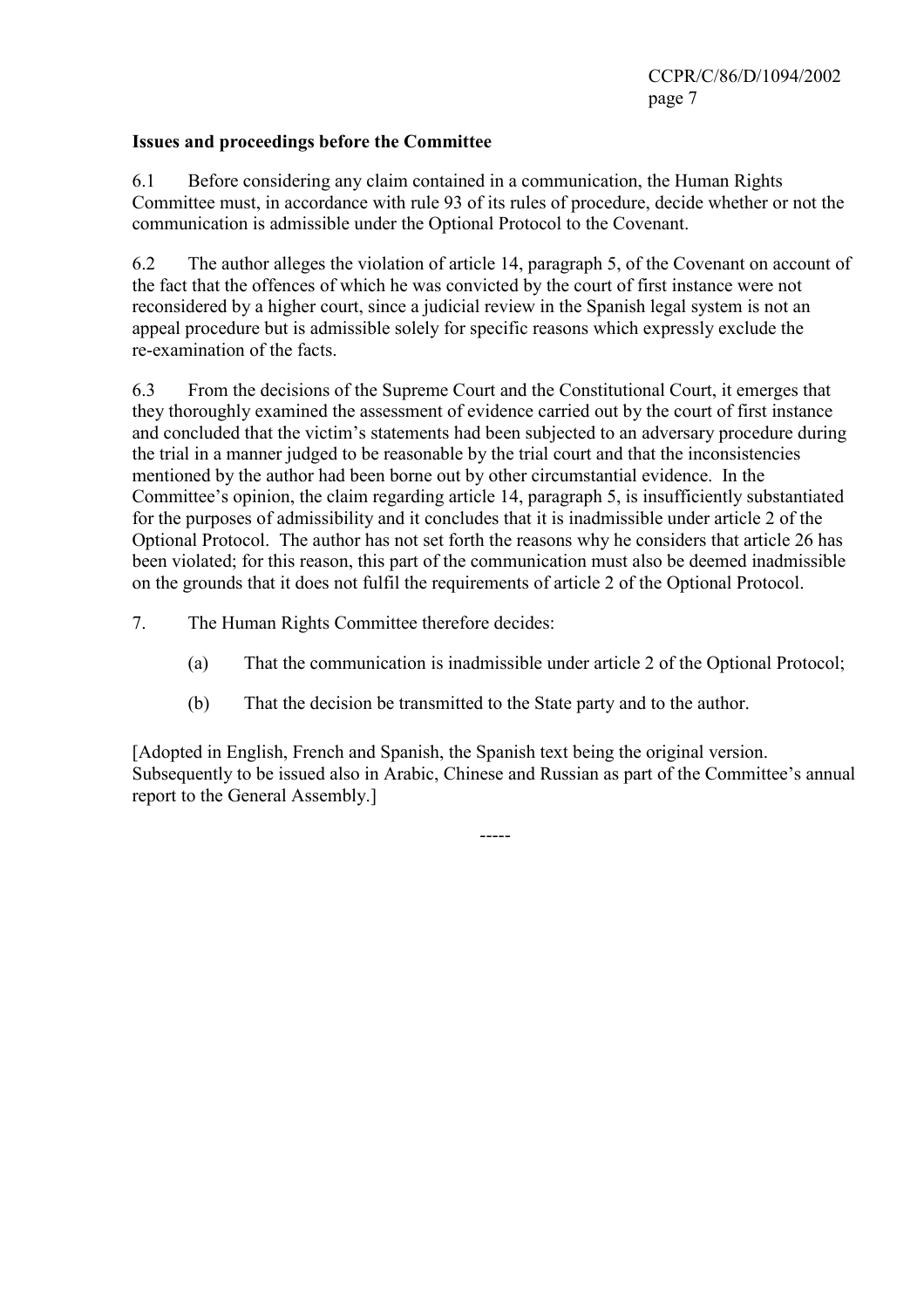**Issues and proceedings before the Committee**

6.1 Before considering any claim contained in a communication, the Human Rights Committee must, in accordance with rule 93 of its rules of procedure, decide whether or not the communication is admissible under the Optional Protocol to the Covenant.

6.2 The author alleges the violation of article 14, paragraph 5, of the Covenant on account of the fact that the offences of which he was convicted by the court of first instance were not reconsidered by a higher court, since a judicial review in the Spanish legal system is not an appeal procedure but is admissible solely for specific reasons which expressly exclude the re-examination of the facts.

6.3 From the decisions of the Supreme Court and the Constitutional Court, it emerges that they thoroughly examined the assessment of evidence carried out by the court of first instance and concluded that the victim's statements had been subjected to an adversary procedure during the trial in a manner judged to be reasonable by the trial court and that the inconsistencies mentioned by the author had been borne out by other circumstantial evidence. In the Committee's opinion, the claim regarding article 14, paragraph 5, is insufficiently substantiated for the purposes of admissibility and it concludes that it is inadmissible under article 2 of the Optional Protocol. The author has not set forth the reasons why he considers that article 26 has been violated; for this reason, this part of the communication must also be deemed inadmissible on the grounds that it does not fulfil the requirements of article 2 of the Optional Protocol.

7. The Human Rights Committee therefore decides:

(a) That the communication is inadmissible under article 2 of the Optional Protocol;

(b) That the decision be transmitted to the State party and to the author.

[Adopted in English, French and Spanish, the Spanish text being the original version. Subsequently to be issued also in Arabic, Chinese and Russian as part of the Committee's annual report to the General Assembly.]

-----